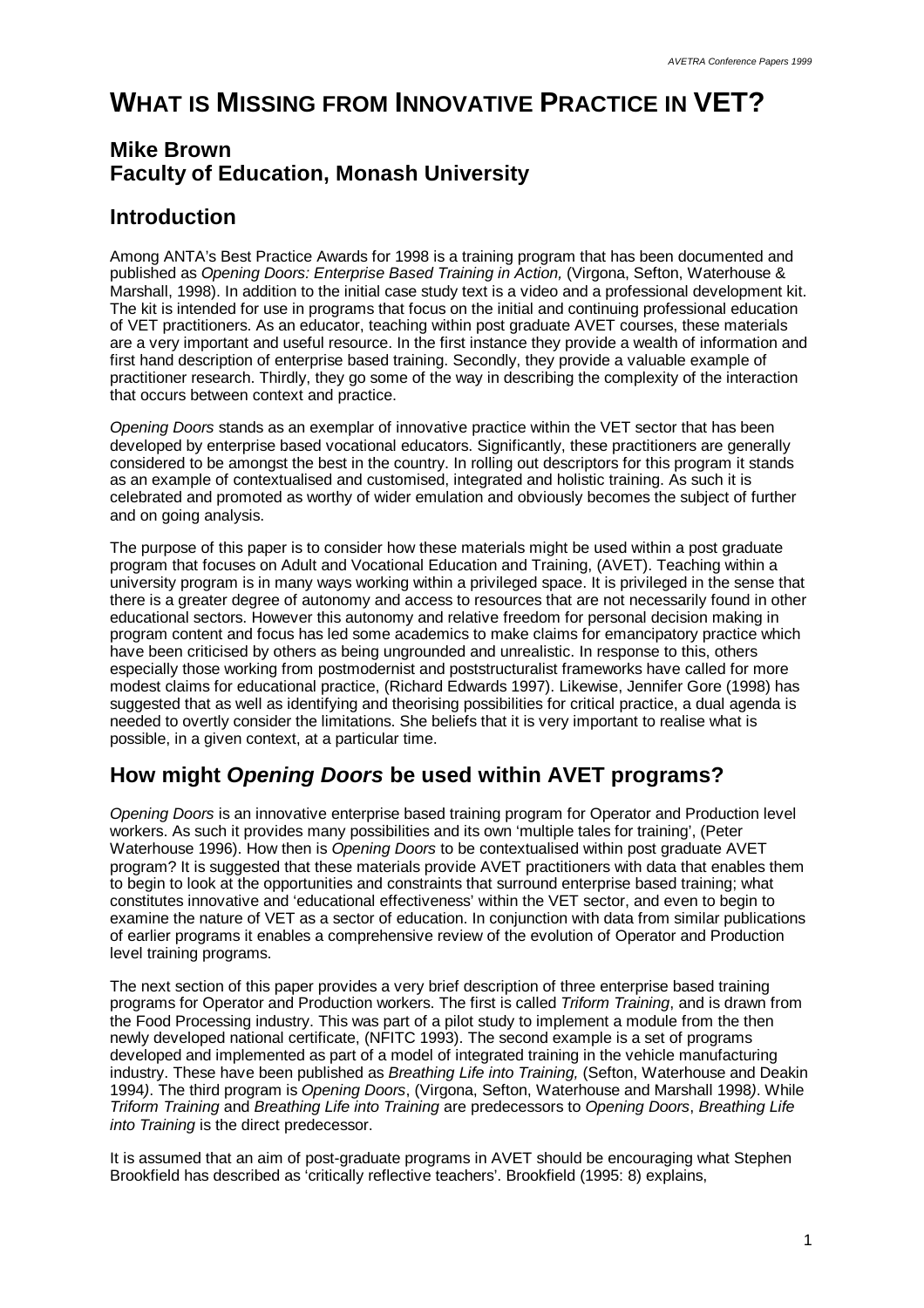# WHAT IS MISSING FROM INNOVATIVE PRACTICE IN VET?

## Mike Brown
## Faculty of Education, Monash University

## Introduction

Among ANTA's Best Practice Awards for 1998 is a training program that has been documented and published as *Opening Doors: Enterprise Based Training in Action,* (Virgona, Sefton, Waterhouse & Marshall, 1998). In addition to the initial case study text is a video and a professional development kit. The kit is intended for use in programs that focus on the initial and continuing professional education of VET practitioners. As an educator, teaching within post graduate AVET courses, these materials are a very important and useful resource. In the first instance they provide a wealth of information and first hand description of enterprise based training. Secondly, they provide a valuable example of practitioner research. Thirdly, they go some of the way in describing the complexity of the interaction that occurs between context and practice.

*Opening Doors* stands as an exemplar of innovative practice within the VET sector that has been developed by enterprise based vocational educators. Significantly, these practitioners are generally considered to be amongst the best in the country. In rolling out descriptors for this program it stands as an example of contextualised and customised, integrated and holistic training. As such it is celebrated and promoted as worthy of wider emulation and obviously becomes the subject of further and on going analysis.

The purpose of this paper is to consider how these materials might be used within a post graduate program that focuses on Adult and Vocational Education and Training, (AVET). Teaching within a university program is in many ways working within a privileged space. It is privileged in the sense that there is a greater degree of autonomy and access to resources that are not necessarily found in other educational sectors. However this autonomy and relative freedom for personal decision making in program content and focus has led some academics to make claims for emancipatory practice which have been criticised by others as being ungrounded and unrealistic. In response to this, others especially those working from postmodernist and poststructuralist frameworks have called for more modest claims for educational practice, (Richard Edwards 1997). Likewise, Jennifer Gore (1998) has suggested that as well as identifying and theorising possibilities for critical practice, a dual agenda is needed to overtly consider the limitations. She beliefs that it is very important to realise what is possible, in a given context, at a particular time.

## How might *Opening Doors* be used within AVET programs?

*Opening Doors* is an innovative enterprise based training program for Operator and Production level workers. As such it provides many possibilities and its own 'multiple tales for training', (Peter Waterhouse 1996). How then is *Opening Doors* to be contextualised within post graduate AVET program? It is suggested that these materials provide AVET practitioners with data that enables them to begin to look at the opportunities and constraints that surround enterprise based training; what constitutes innovative and 'educational effectiveness' within the VET sector, and even to begin to examine the nature of VET as a sector of education. In conjunction with data from similar publications of earlier programs it enables a comprehensive review of the evolution of Operator and Production level training programs.

The next section of this paper provides a very brief description of three enterprise based training programs for Operator and Production workers. The first is called *Triform Training*, and is drawn from the Food Processing industry. This was part of a pilot study to implement a module from the then newly developed national certificate, (NFITC 1993). The second example is a set of programs developed and implemented as part of a model of integrated training in the vehicle manufacturing industry. These have been published as *Breathing Life into Training,* (Sefton, Waterhouse and Deakin 1994). The third program is *Opening Doors*, (Virgona, Sefton, Waterhouse and Marshall 1998). While *Triform Training* and *Breathing Life into Training* are predecessors to *Opening Doors*, *Breathing Life into Training* is the direct predecessor.

It is assumed that an aim of post-graduate programs in AVET should be encouraging what Stephen Brookfield has described as 'critically reflective teachers'. Brookfield (1995: 8) explains,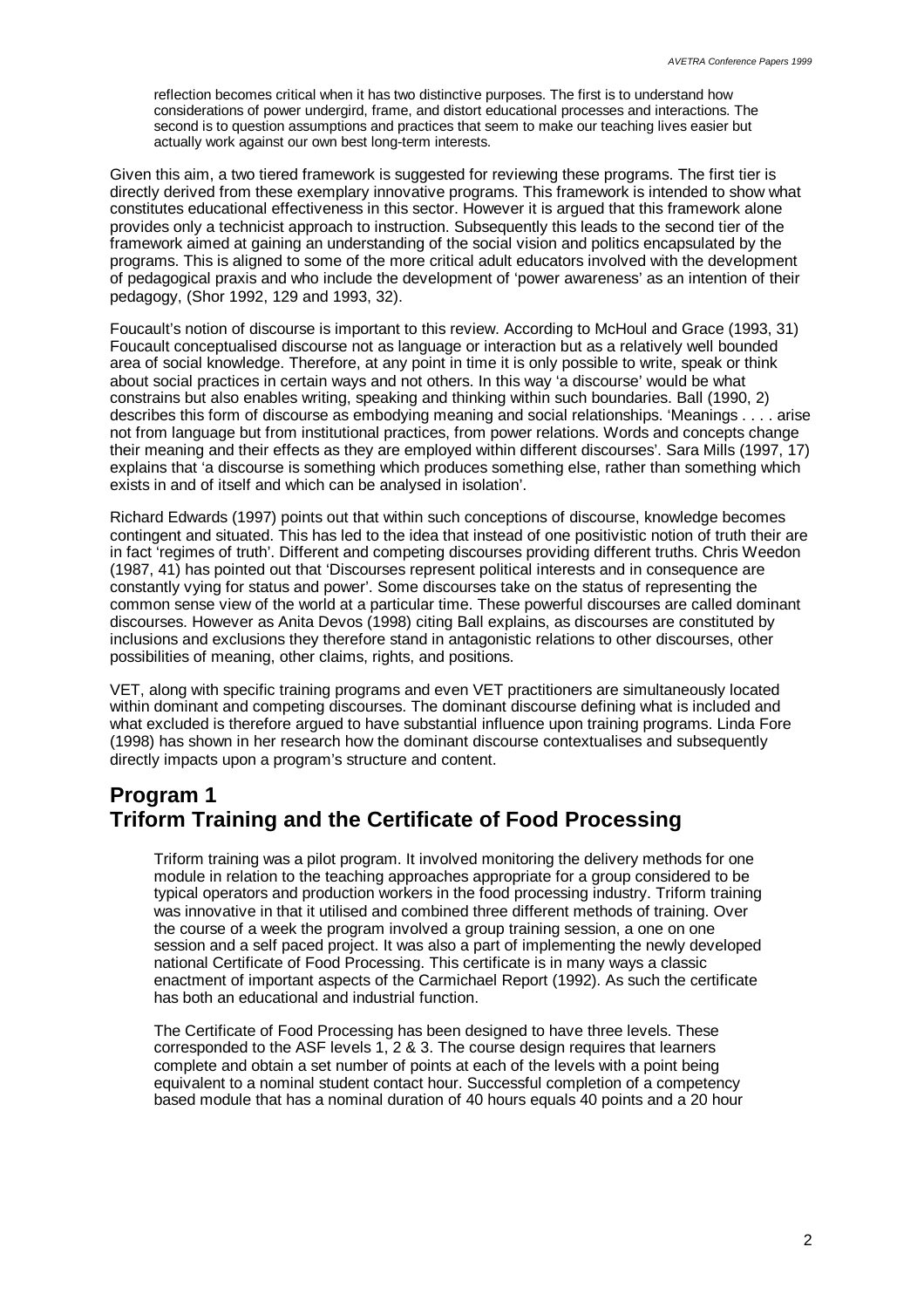> reflection becomes critical when it has two distinctive purposes. The first is to understand how considerations of power undergird, frame, and distort educational processes and interactions. The second is to question assumptions and practices that seem to make our teaching lives easier but actually work against our own best long-term interests.

Given this aim, a two tiered framework is suggested for reviewing these programs. The first tier is directly derived from these exemplary innovative programs. This framework is intended to show what constitutes educational effectiveness in this sector. However it is argued that this framework alone provides only a technicist approach to instruction. Subsequently this leads to the second tier of the framework aimed at gaining an understanding of the social vision and politics encapsulated by the programs. This is aligned to some of the more critical adult educators involved with the development of pedagogical praxis and who include the development of 'power awareness' as an intention of their pedagogy, (Shor 1992, 129 and 1993, 32).

Foucault's notion of discourse is important to this review. According to McHoul and Grace (1993, 31) Foucault conceptualised discourse not as language or interaction but as a relatively well bounded area of social knowledge. Therefore, at any point in time it is only possible to write, speak or think about social practices in certain ways and not others. In this way 'a discourse' would be what constrains but also enables writing, speaking and thinking within such boundaries. Ball (1990, 2) describes this form of discourse as embodying meaning and social relationships. 'Meanings . . . . arise not from language but from institutional practices, from power relations. Words and concepts change their meaning and their effects as they are employed within different discourses'. Sara Mills (1997, 17) explains that 'a discourse is something which produces something else, rather than something which exists in and of itself and which can be analysed in isolation'.

Richard Edwards (1997) points out that within such conceptions of discourse, knowledge becomes contingent and situated. This has led to the idea that instead of one positivistic notion of truth their are in fact 'regimes of truth'. Different and competing discourses providing different truths. Chris Weedon (1987, 41) has pointed out that 'Discourses represent political interests and in consequence are constantly vying for status and power'. Some discourses take on the status of representing the common sense view of the world at a particular time. These powerful discourses are called dominant discourses. However as Anita Devos (1998) citing Ball explains, as discourses are constituted by inclusions and exclusions they therefore stand in antagonistic relations to other discourses, other possibilities of meaning, other claims, rights, and positions.

VET, along with specific training programs and even VET practitioners are simultaneously located within dominant and competing discourses. The dominant discourse defining what is included and what excluded is therefore argued to have substantial influence upon training programs. Linda Fore (1998) has shown in her research how the dominant discourse contextualises and subsequently directly impacts upon a program's structure and content.

## Program 1
## Triform Training and the Certificate of Food Processing

> Triform training was a pilot program. It involved monitoring the delivery methods for one module in relation to the teaching approaches appropriate for a group considered to be typical operators and production workers in the food processing industry. Triform training was innovative in that it utilised and combined three different methods of training. Over the course of a week the program involved a group training session, a one on one session and a self paced project. It was also a part of implementing the newly developed national Certificate of Food Processing. This certificate is in many ways a classic enactment of important aspects of the Carmichael Report (1992). As such the certificate has both an educational and industrial function.
>
> The Certificate of Food Processing has been designed to have three levels. These corresponded to the ASF levels 1, 2 & 3. The course design requires that learners complete and obtain a set number of points at each of the levels with a point being equivalent to a nominal student contact hour. Successful completion of a competency based module that has a nominal duration of 40 hours equals 40 points and a 20 hour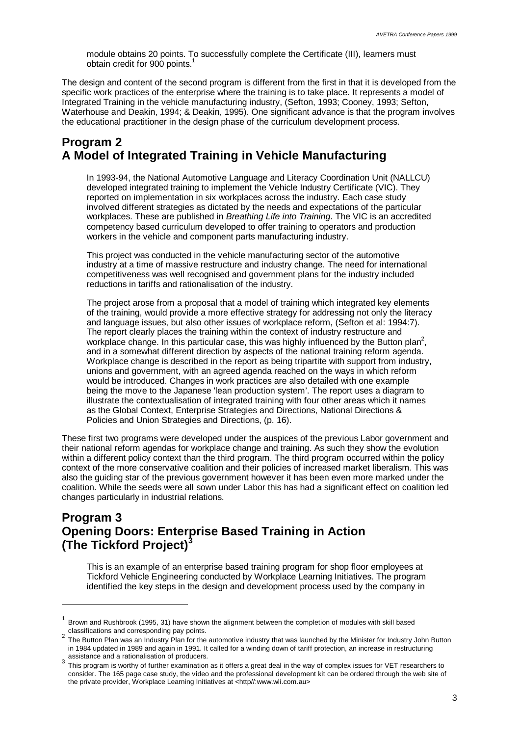module obtains 20 points. To successfully complete the Certificate (III), learners must obtain credit for 900 points.[1]

The design and content of the second program is different from the first in that it is developed from the specific work practices of the enterprise where the training is to take place. It represents a model of Integrated Training in the vehicle manufacturing industry, (Sefton, 1993; Cooney, 1993; Sefton, Waterhouse and Deakin, 1994; & Deakin, 1995). One significant advance is that the program involves the educational practitioner in the design phase of the curriculum development process.

## Program 2
## A Model of Integrated Training in Vehicle Manufacturing

In 1993-94, the National Automotive Language and Literacy Coordination Unit (NALLCU) developed integrated training to implement the Vehicle Industry Certificate (VIC). They reported on implementation in six workplaces across the industry. Each case study involved different strategies as dictated by the needs and expectations of the particular workplaces. These are published in *Breathing Life into Training*. The VIC is an accredited competency based curriculum developed to offer training to operators and production workers in the vehicle and component parts manufacturing industry.

This project was conducted in the vehicle manufacturing sector of the automotive industry at a time of massive restructure and industry change. The need for international competitiveness was well recognised and government plans for the industry included reductions in tariffs and rationalisation of the industry.

The project arose from a proposal that a model of training which integrated key elements of the training, would provide a more effective strategy for addressing not only the literacy and language issues, but also other issues of workplace reform, (Sefton et al: 1994:7). The report clearly places the training within the context of industry restructure and workplace change. In this particular case, this was highly influenced by the Button plan[2], and in a somewhat different direction by aspects of the national training reform agenda. Workplace change is described in the report as being tripartite with support from industry, unions and government, with an agreed agenda reached on the ways in which reform would be introduced. Changes in work practices are also detailed with one example being the move to the Japanese 'lean production system'. The report uses a diagram to illustrate the contextualisation of integrated training with four other areas which it names as the Global Context, Enterprise Strategies and Directions, National Directions & Policies and Union Strategies and Directions, (p. 16).

These first two programs were developed under the auspices of the previous Labor government and their national reform agendas for workplace change and training. As such they show the evolution within a different policy context than the third program. The third program occurred within the policy context of the more conservative coalition and their policies of increased market liberalism. This was also the guiding star of the previous government however it has been even more marked under the coalition. While the seeds were all sown under Labor this has had a significant effect on coalition led changes particularly in industrial relations.

## Program 3
## Opening Doors: Enterprise Based Training in Action (The Tickford Project)[3]

This is an example of an enterprise based training program for shop floor employees at Tickford Vehicle Engineering conducted by Workplace Learning Initiatives. The program identified the key steps in the design and development process used by the company in

---

[1] Brown and Rushbrook (1995, 31) have shown the alignment between the completion of modules with skill based classifications and corresponding pay points.

[2] The Button Plan was an Industry Plan for the automotive industry that was launched by the Minister for Industry John Button in 1984 updated in 1989 and again in 1991. It called for a winding down of tariff protection, an increase in restructuring assistance and a rationalisation of producers.

[3] This program is worthy of further examination as it offers a great deal in the way of complex issues for VET researchers to consider. The 165 page case study, the video and the professional development kit can be ordered through the web site of the private provider, Workplace Learning Initiatives at <http//:www.wli.com.au>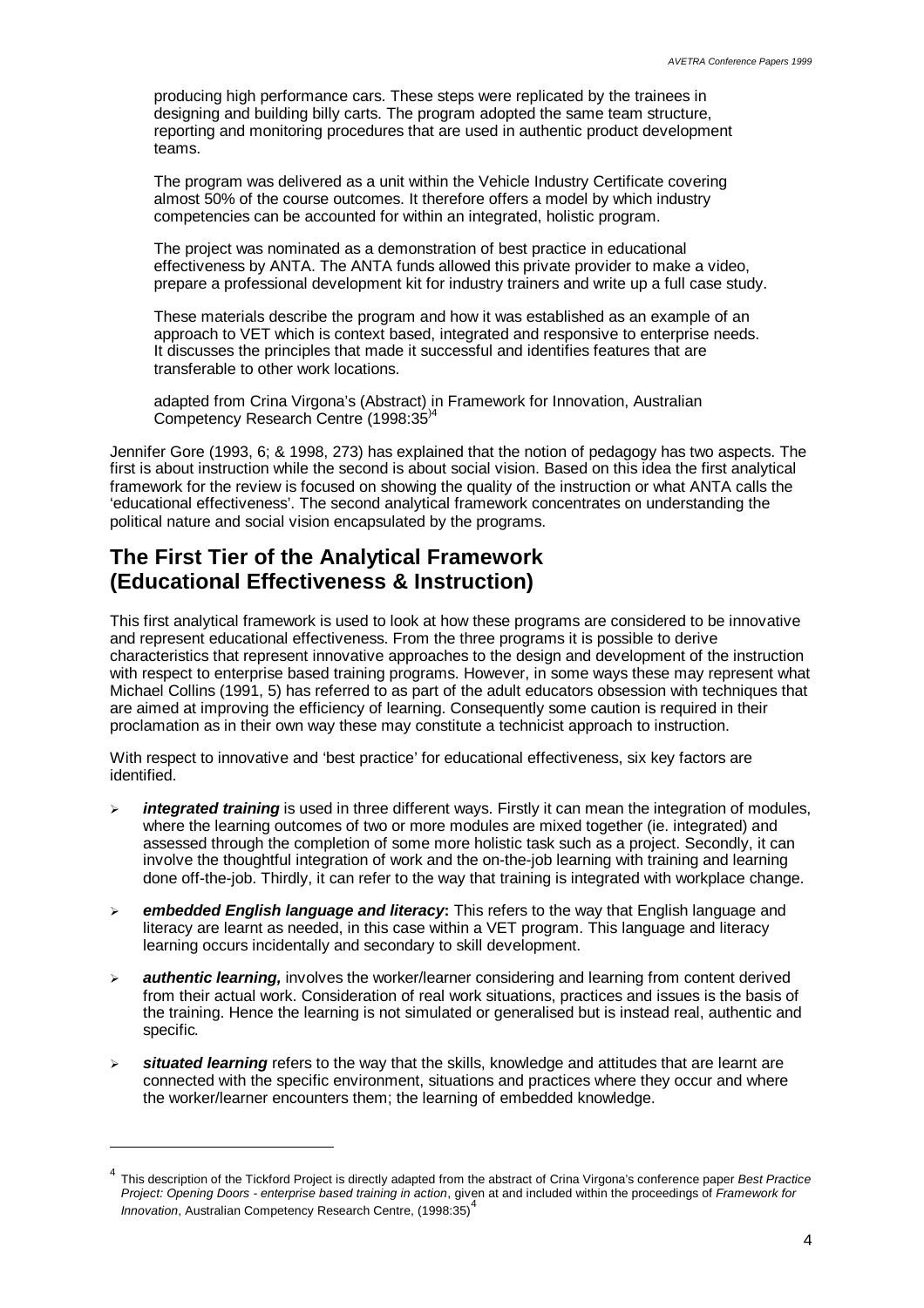producing high performance cars. These steps were replicated by the trainees in designing and building billy carts. The program adopted the same team structure, reporting and monitoring procedures that are used in authentic product development teams.

The program was delivered as a unit within the Vehicle Industry Certificate covering almost 50% of the course outcomes. It therefore offers a model by which industry competencies can be accounted for within an integrated, holistic program.

The project was nominated as a demonstration of best practice in educational effectiveness by ANTA. The ANTA funds allowed this private provider to make a video, prepare a professional development kit for industry trainers and write up a full case study.

These materials describe the program and how it was established as an example of an approach to VET which is context based, integrated and responsive to enterprise needs. It discusses the principles that made it successful and identifies features that are transferable to other work locations.

adapted from Crina Virgona's (Abstract) in Framework for Innovation, Australian Competency Research Centre (1998:35)[4]

Jennifer Gore (1993, 6; & 1998, 273) has explained that the notion of pedagogy has two aspects. The first is about instruction while the second is about social vision. Based on this idea the first analytical framework for the review is focused on showing the quality of the instruction or what ANTA calls the 'educational effectiveness'. The second analytical framework concentrates on understanding the political nature and social vision encapsulated by the programs.

## The First Tier of the Analytical Framework (Educational Effectiveness & Instruction)

This first analytical framework is used to look at how these programs are considered to be innovative and represent educational effectiveness. From the three programs it is possible to derive characteristics that represent innovative approaches to the design and development of the instruction with respect to enterprise based training programs. However, in some ways these may represent what Michael Collins (1991, 5) has referred to as part of the adult educators obsession with techniques that are aimed at improving the efficiency of learning. Consequently some caution is required in their proclamation as in their own way these may constitute a technicist approach to instruction.

With respect to innovative and 'best practice' for educational effectiveness, six key factors are identified.

- ***integrated training*** is used in three different ways. Firstly it can mean the integration of modules, where the learning outcomes of two or more modules are mixed together (ie. integrated) and assessed through the completion of some more holistic task such as a project. Secondly, it can involve the thoughtful integration of work and the on-the-job learning with training and learning done off-the-job. Thirdly, it can refer to the way that training is integrated with workplace change.
- ***embedded English language and literacy*:** This refers to the way that English language and literacy are learnt as needed, in this case within a VET program. This language and literacy learning occurs incidentally and secondary to skill development.
- ***authentic learning,*** involves the worker/learner considering and learning from content derived from their actual work. Consideration of real work situations, practices and issues is the basis of the training. Hence the learning is not simulated or generalised but is instead real, authentic and specific.
- ***situated learning*** refers to the way that the skills, knowledge and attitudes that are learnt are connected with the specific environment, situations and practices where they occur and where the worker/learner encounters them; the learning of embedded knowledge.

---

[4] This description of the Tickford Project is directly adapted from the abstract of Crina Virgona's conference paper *Best Practice Project: Opening Doors - enterprise based training in action*, given at and included within the proceedings of *Framework for Innovation*, Australian Competency Research Centre, (1998:35)[4]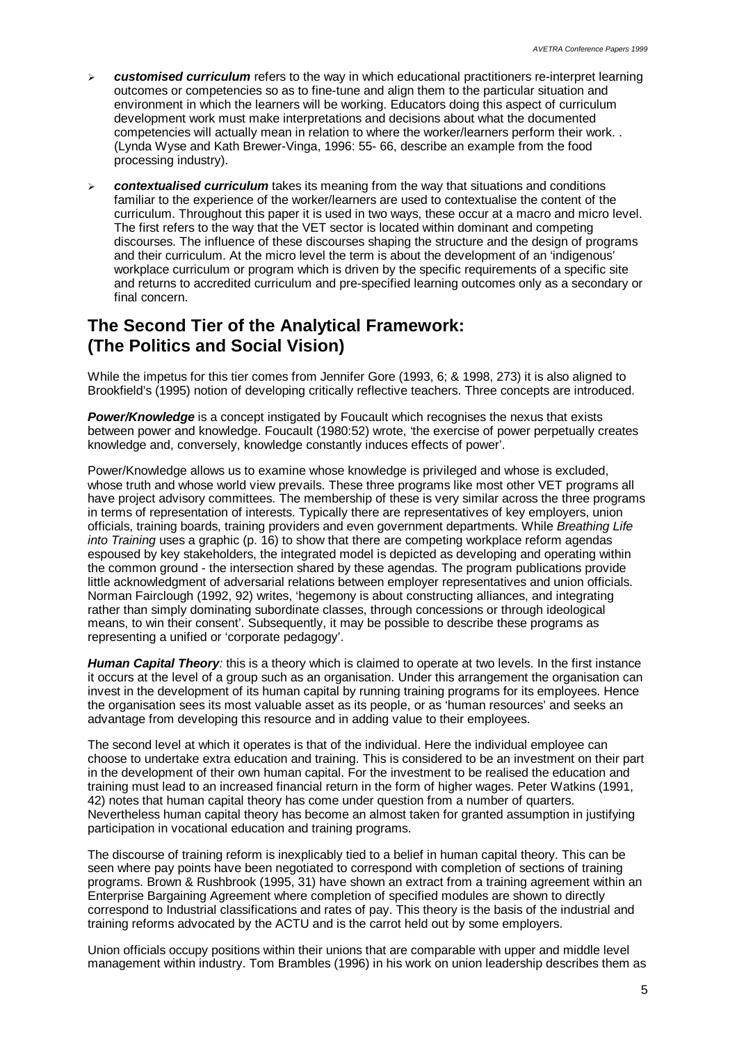- ***customised curriculum*** refers to the way in which educational practitioners re-interpret learning outcomes or competencies so as to fine-tune and align them to the particular situation and environment in which the learners will be working. Educators doing this aspect of curriculum development work must make interpretations and decisions about what the documented competencies will actually mean in relation to where the worker/learners perform their work. . (Lynda Wyse and Kath Brewer-Vinga, 1996: 55- 66, describe an example from the food processing industry).

- ***contextualised curriculum*** takes its meaning from the way that situations and conditions familiar to the experience of the worker/learners are used to contextualise the content of the curriculum. Throughout this paper it is used in two ways, these occur at a macro and micro level. The first refers to the way that the VET sector is located within dominant and competing discourses. The influence of these discourses shaping the structure and the design of programs and their curriculum. At the micro level the term is about the development of an 'indigenous' workplace curriculum or program which is driven by the specific requirements of a specific site and returns to accredited curriculum and pre-specified learning outcomes only as a secondary or final concern.

## The Second Tier of the Analytical Framework: (The Politics and Social Vision)

While the impetus for this tier comes from Jennifer Gore (1993, 6; & 1998, 273) it is also aligned to Brookfield's (1995) notion of developing critically reflective teachers. Three concepts are introduced.

***Power/Knowledge*** is a concept instigated by Foucault which recognises the nexus that exists between power and knowledge. Foucault (1980:52) wrote, 'the exercise of power perpetually creates knowledge and, conversely, knowledge constantly induces effects of power'.

Power/Knowledge allows us to examine whose knowledge is privileged and whose is excluded, whose truth and whose world view prevails. These three programs like most other VET programs all have project advisory committees. The membership of these is very similar across the three programs in terms of representation of interests. Typically there are representatives of key employers, union officials, training boards, training providers and even government departments. While *Breathing Life into Training* uses a graphic (p. 16) to show that there are competing workplace reform agendas espoused by key stakeholders, the integrated model is depicted as developing and operating within the common ground - the intersection shared by these agendas. The program publications provide little acknowledgment of adversarial relations between employer representatives and union officials. Norman Fairclough (1992, 92) writes, 'hegemony is about constructing alliances, and integrating rather than simply dominating subordinate classes, through concessions or through ideological means, to win their consent'. Subsequently, it may be possible to describe these programs as representing a unified or 'corporate pedagogy'.

***Human Capital Theory****:* this is a theory which is claimed to operate at two levels. In the first instance it occurs at the level of a group such as an organisation. Under this arrangement the organisation can invest in the development of its human capital by running training programs for its employees. Hence the organisation sees its most valuable asset as its people, or as 'human resources' and seeks an advantage from developing this resource and in adding value to their employees.

The second level at which it operates is that of the individual. Here the individual employee can choose to undertake extra education and training. This is considered to be an investment on their part in the development of their own human capital. For the investment to be realised the education and training must lead to an increased financial return in the form of higher wages. Peter Watkins (1991, 42) notes that human capital theory has come under question from a number of quarters. Nevertheless human capital theory has become an almost taken for granted assumption in justifying participation in vocational education and training programs.

The discourse of training reform is inexplicably tied to a belief in human capital theory. This can be seen where pay points have been negotiated to correspond with completion of sections of training programs. Brown & Rushbrook (1995, 31) have shown an extract from a training agreement within an Enterprise Bargaining Agreement where completion of specified modules are shown to directly correspond to Industrial classifications and rates of pay. This theory is the basis of the industrial and training reforms advocated by the ACTU and is the carrot held out by some employers.

Union officials occupy positions within their unions that are comparable with upper and middle level management within industry. Tom Brambles (1996) in his work on union leadership describes them as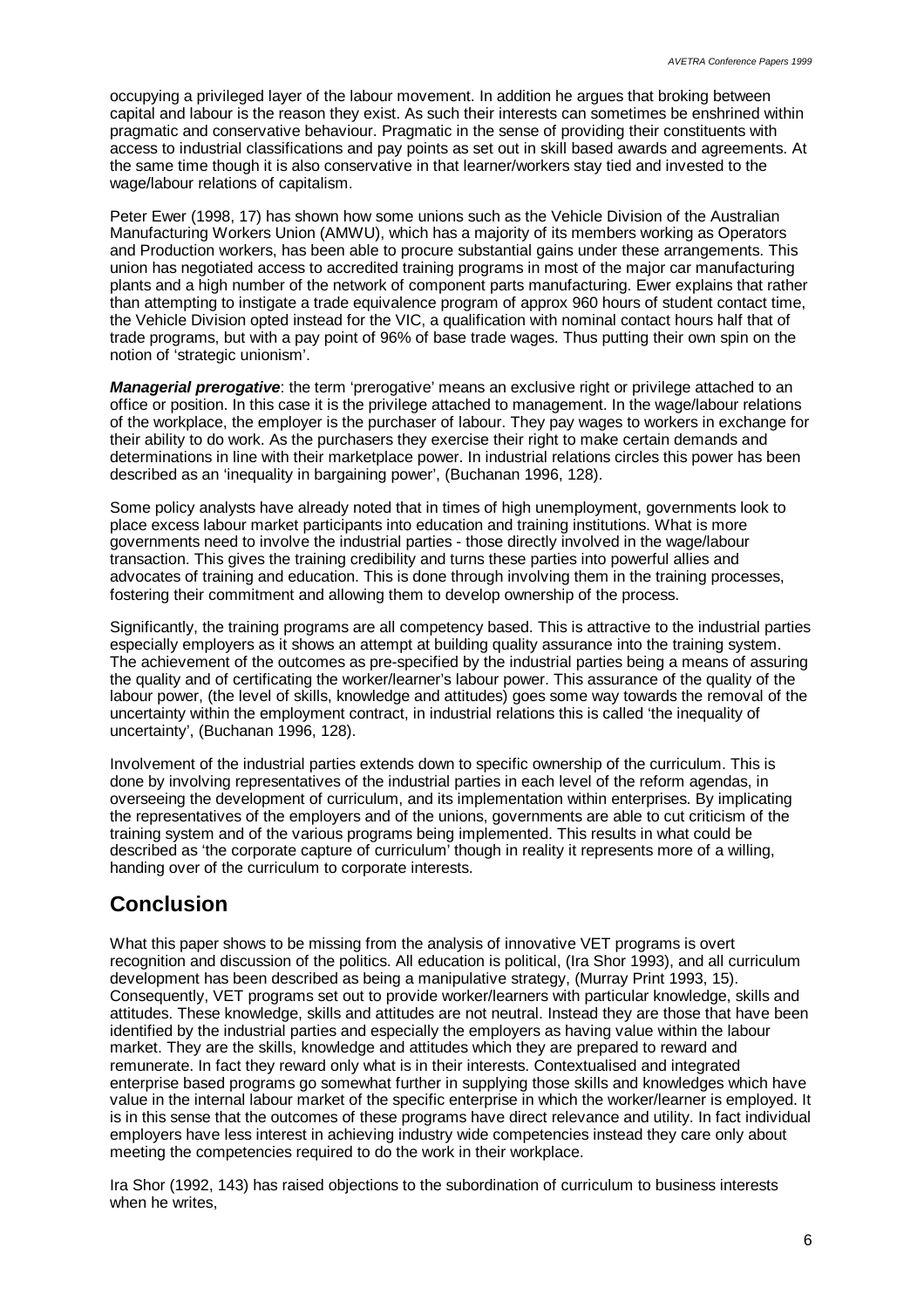occupying a privileged layer of the labour movement. In addition he argues that broking between capital and labour is the reason they exist. As such their interests can sometimes be enshrined within pragmatic and conservative behaviour. Pragmatic in the sense of providing their constituents with access to industrial classifications and pay points as set out in skill based awards and agreements. At the same time though it is also conservative in that learner/workers stay tied and invested to the wage/labour relations of capitalism.

Peter Ewer (1998, 17) has shown how some unions such as the Vehicle Division of the Australian Manufacturing Workers Union (AMWU), which has a majority of its members working as Operators and Production workers, has been able to procure substantial gains under these arrangements. This union has negotiated access to accredited training programs in most of the major car manufacturing plants and a high number of the network of component parts manufacturing. Ewer explains that rather than attempting to instigate a trade equivalence program of approx 960 hours of student contact time, the Vehicle Division opted instead for the VIC, a qualification with nominal contact hours half that of trade programs, but with a pay point of 96% of base trade wages. Thus putting their own spin on the notion of 'strategic unionism'.

***Managerial prerogative***: the term 'prerogative' means an exclusive right or privilege attached to an office or position. In this case it is the privilege attached to management. In the wage/labour relations of the workplace, the employer is the purchaser of labour. They pay wages to workers in exchange for their ability to do work. As the purchasers they exercise their right to make certain demands and determinations in line with their marketplace power. In industrial relations circles this power has been described as an 'inequality in bargaining power', (Buchanan 1996, 128).

Some policy analysts have already noted that in times of high unemployment, governments look to place excess labour market participants into education and training institutions. What is more governments need to involve the industrial parties - those directly involved in the wage/labour transaction. This gives the training credibility and turns these parties into powerful allies and advocates of training and education. This is done through involving them in the training processes, fostering their commitment and allowing them to develop ownership of the process.

Significantly, the training programs are all competency based. This is attractive to the industrial parties especially employers as it shows an attempt at building quality assurance into the training system. The achievement of the outcomes as pre-specified by the industrial parties being a means of assuring the quality and of certificating the worker/learner's labour power. This assurance of the quality of the labour power, (the level of skills, knowledge and attitudes) goes some way towards the removal of the uncertainty within the employment contract, in industrial relations this is called 'the inequality of uncertainty', (Buchanan 1996, 128).

Involvement of the industrial parties extends down to specific ownership of the curriculum. This is done by involving representatives of the industrial parties in each level of the reform agendas, in overseeing the development of curriculum, and its implementation within enterprises. By implicating the representatives of the employers and of the unions, governments are able to cut criticism of the training system and of the various programs being implemented. This results in what could be described as 'the corporate capture of curriculum' though in reality it represents more of a willing, handing over of the curriculum to corporate interests.

## Conclusion

What this paper shows to be missing from the analysis of innovative VET programs is overt recognition and discussion of the politics. All education is political, (Ira Shor 1993), and all curriculum development has been described as being a manipulative strategy, (Murray Print 1993, 15). Consequently, VET programs set out to provide worker/learners with particular knowledge, skills and attitudes. These knowledge, skills and attitudes are not neutral. Instead they are those that have been identified by the industrial parties and especially the employers as having value within the labour market. They are the skills, knowledge and attitudes which they are prepared to reward and remunerate. In fact they reward only what is in their interests. Contextualised and integrated enterprise based programs go somewhat further in supplying those skills and knowledges which have value in the internal labour market of the specific enterprise in which the worker/learner is employed. It is in this sense that the outcomes of these programs have direct relevance and utility. In fact individual employers have less interest in achieving industry wide competencies instead they care only about meeting the competencies required to do the work in their workplace.

Ira Shor (1992, 143) has raised objections to the subordination of curriculum to business interests when he writes,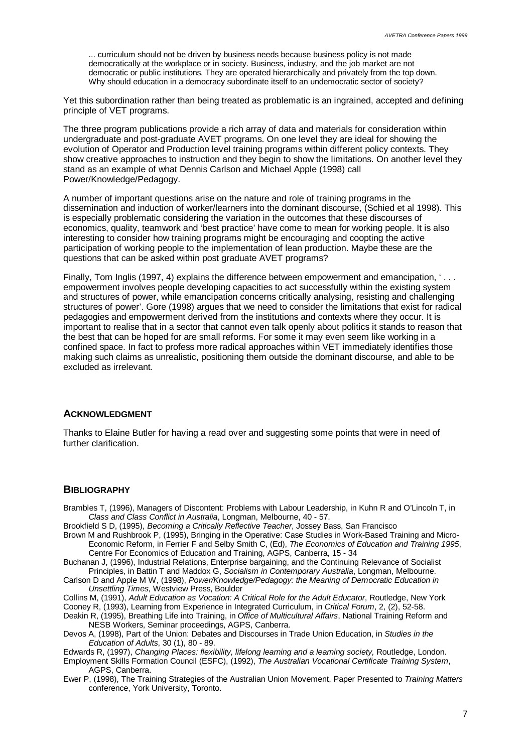> ... curriculum should not be driven by business needs because business policy is not made democratically at the workplace or in society. Business, industry, and the job market are not democratic or public institutions. They are operated hierarchically and privately from the top down. Why should education in a democracy subordinate itself to an undemocratic sector of society?

Yet this subordination rather than being treated as problematic is an ingrained, accepted and defining principle of VET programs.

The three program publications provide a rich array of data and materials for consideration within undergraduate and post-graduate AVET programs. On one level they are ideal for showing the evolution of Operator and Production level training programs within different policy contexts. They show creative approaches to instruction and they begin to show the limitations. On another level they stand as an example of what Dennis Carlson and Michael Apple (1998) call Power/Knowledge/Pedagogy.

A number of important questions arise on the nature and role of training programs in the dissemination and induction of worker/learners into the dominant discourse, (Schied et al 1998). This is especially problematic considering the variation in the outcomes that these discourses of economics, quality, teamwork and 'best practice' have come to mean for working people. It is also interesting to consider how training programs might be encouraging and coopting the active participation of working people to the implementation of lean production. Maybe these are the questions that can be asked within post graduate AVET programs?

Finally, Tom Inglis (1997, 4) explains the difference between empowerment and emancipation, ' . . . empowerment involves people developing capacities to act successfully within the existing system and structures of power, while emancipation concerns critically analysing, resisting and challenging structures of power'. Gore (1998) argues that we need to consider the limitations that exist for radical pedagogies and empowerment derived from the institutions and contexts where they occur. It is important to realise that in a sector that cannot even talk openly about politics it stands to reason that the best that can be hoped for are small reforms. For some it may even seem like working in a confined space. In fact to profess more radical approaches within VET immediately identifies those making such claims as unrealistic, positioning them outside the dominant discourse, and able to be excluded as irrelevant.

## ACKNOWLEDGMENT

Thanks to Elaine Butler for having a read over and suggesting some points that were in need of further clarification.

## BIBLIOGRAPHY

Brambles T, (1996), Managers of Discontent: Problems with Labour Leadership, in Kuhn R and O'Lincoln T, in *Class and Class Conflict in Australia*, Longman, Melbourne, 40 - 57.

Brookfield S D, (1995), *Becoming a Critically Reflective Teacher*, Jossey Bass, San Francisco

Brown M and Rushbrook P, (1995), Bringing in the Operative: Case Studies in Work-Based Training and Micro-Economic Reform, in Ferrier F and Selby Smith C, (Ed), *The Economics of Education and Training 1995*, Centre For Economics of Education and Training, AGPS, Canberra, 15 - 34

Buchanan J, (1996), Industrial Relations, Enterprise bargaining, and the Continuing Relevance of Socialist Principles, in Battin T and Maddox G, *Socialism in Contemporary Australia*, Longman, Melbourne.

Carlson D and Apple M W, (1998), *Power/Knowledge/Pedagogy: the Meaning of Democratic Education in Unsettling Times,* Westview Press, Boulder

Collins M, (1991), *Adult Education as Vocation: A Critical Role for the Adult Educator*, Routledge, New York

Cooney R, (1993), Learning from Experience in Integrated Curriculum, in *Critical Forum*, 2, (2), 52-58.

Deakin R, (1995), Breathing Life into Training, in *Office of Multicultural Affairs*, National Training Reform and NESB Workers, Seminar proceedings, AGPS, Canberra.

Devos A, (1998), Part of the Union: Debates and Discourses in Trade Union Education, in *Studies in the Education of Adults*, 30 (1), 80 - 89.

Edwards R, (1997), *Changing Places: flexibility, lifelong learning and a learning society,* Routledge, London.

Employment Skills Formation Council (ESFC), (1992), *The Australian Vocational Certificate Training System*, AGPS, Canberra.

Ewer P, (1998), The Training Strategies of the Australian Union Movement, Paper Presented to *Training Matters* conference, York University, Toronto.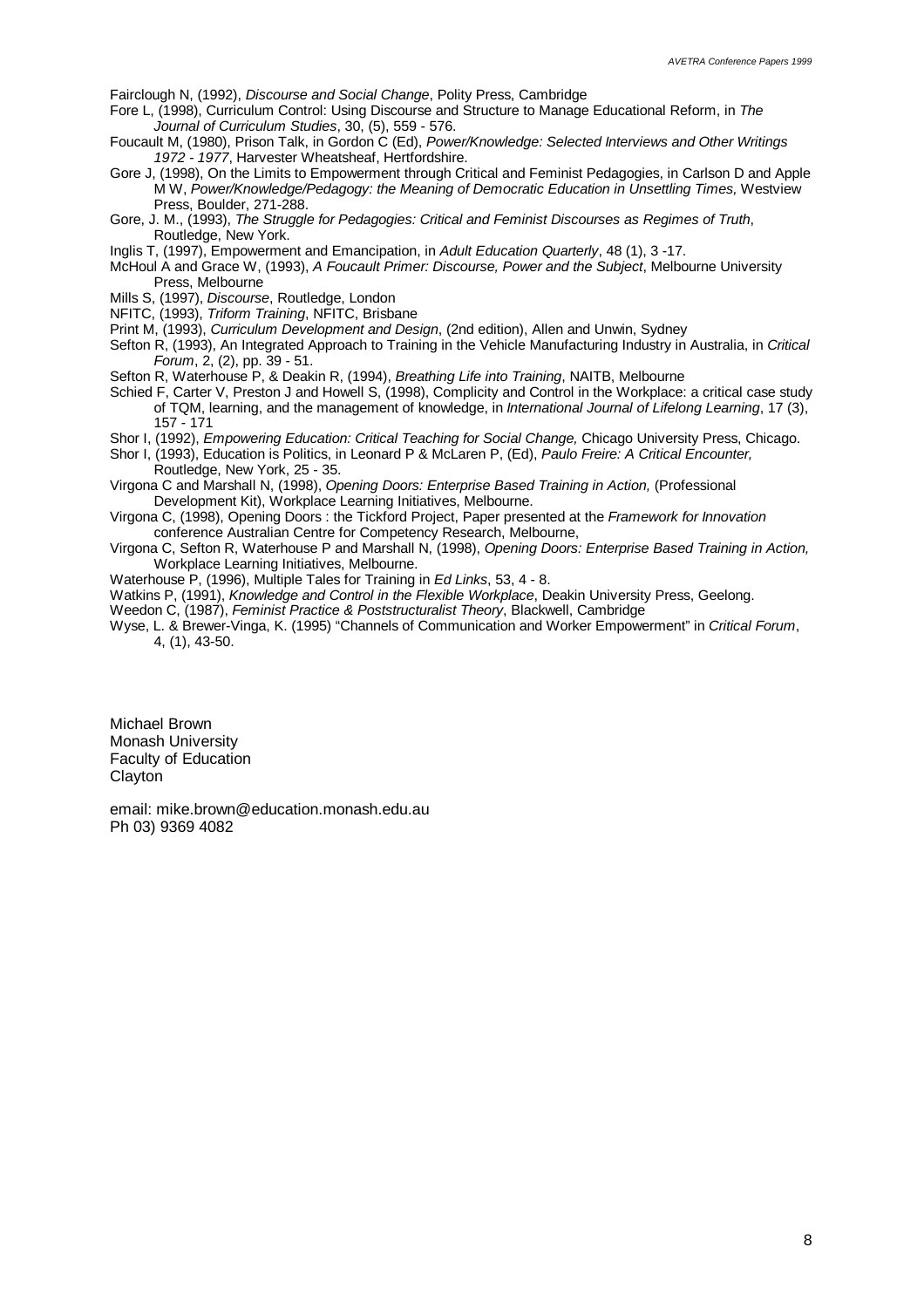Fairclough N, (1992), *Discourse and Social Change*, Polity Press, Cambridge

Fore L, (1998), Curriculum Control: Using Discourse and Structure to Manage Educational Reform, in *The Journal of Curriculum Studies*, 30, (5), 559 - 576.

Foucault M, (1980), Prison Talk, in Gordon C (Ed), *Power/Knowledge: Selected Interviews and Other Writings 1972 - 1977*, Harvester Wheatsheaf, Hertfordshire.

Gore J, (1998), On the Limits to Empowerment through Critical and Feminist Pedagogies, in Carlson D and Apple M W, *Power/Knowledge/Pedagogy: the Meaning of Democratic Education in Unsettling Times,* Westview Press, Boulder, 271-288.

Gore, J. M., (1993), *The Struggle for Pedagogies: Critical and Feminist Discourses as Regimes of Truth*, Routledge, New York.

Inglis T, (1997), Empowerment and Emancipation, in *Adult Education Quarterly*, 48 (1), 3 -17.

McHoul A and Grace W, (1993), *A Foucault Primer: Discourse, Power and the Subject*, Melbourne University Press, Melbourne

Mills S, (1997), *Discourse*, Routledge, London

NFITC, (1993), *Triform Training*, NFITC, Brisbane

Print M, (1993), *Curriculum Development and Design*, (2nd edition), Allen and Unwin, Sydney

Sefton R, (1993), An Integrated Approach to Training in the Vehicle Manufacturing Industry in Australia, in *Critical Forum*, 2, (2), pp. 39 - 51.

Sefton R, Waterhouse P, & Deakin R, (1994), *Breathing Life into Training*, NAITB, Melbourne

Schied F, Carter V, Preston J and Howell S, (1998), Complicity and Control in the Workplace: a critical case study of TQM, learning, and the management of knowledge, in *International Journal of Lifelong Learning*, 17 (3), 157 - 171

Shor I, (1992), *Empowering Education: Critical Teaching for Social Change,* Chicago University Press, Chicago.

Shor I, (1993), Education is Politics, in Leonard P & McLaren P, (Ed), *Paulo Freire: A Critical Encounter,* Routledge, New York, 25 - 35.

Virgona C and Marshall N, (1998), *Opening Doors: Enterprise Based Training in Action,* (Professional Development Kit), Workplace Learning Initiatives, Melbourne.

Virgona C, (1998), Opening Doors : the Tickford Project, Paper presented at the *Framework for Innovation* conference Australian Centre for Competency Research, Melbourne,

Virgona C, Sefton R, Waterhouse P and Marshall N, (1998), *Opening Doors: Enterprise Based Training in Action,* Workplace Learning Initiatives, Melbourne.

Waterhouse P, (1996), Multiple Tales for Training in *Ed Links*, 53, 4 - 8.

Watkins P, (1991), *Knowledge and Control in the Flexible Workplace*, Deakin University Press, Geelong.

Weedon C, (1987), *Feminist Practice & Poststructuralist Theory*, Blackwell, Cambridge

Wyse, L. & Brewer-Vinga, K. (1995) "Channels of Communication and Worker Empowerment" in *Critical Forum*, 4, (1), 43-50.

Michael Brown
Monash University
Faculty of Education
Clayton

email: mike.brown@education.monash.edu.au
Ph 03) 9369 4082